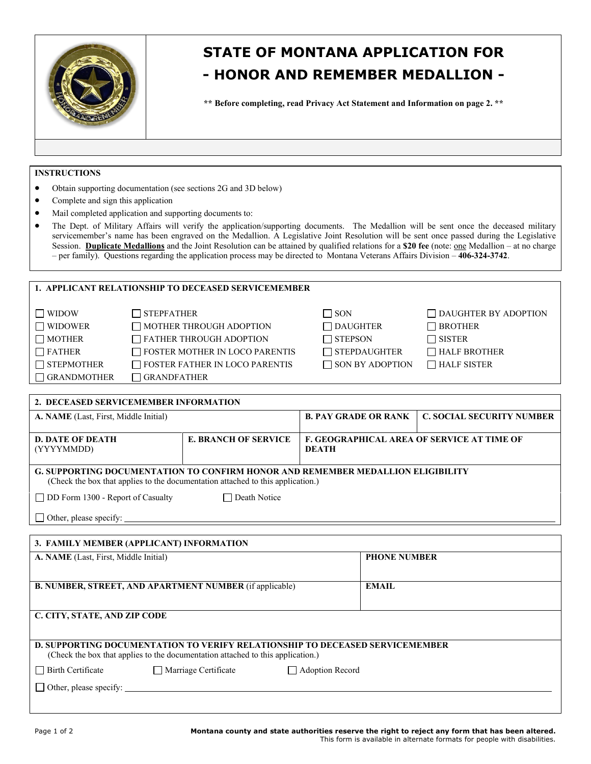# STATE OF MONTANA APPLICATION FOR

# - HONOR AND REMEMBER MEDALLION -

**** Before completing, read Privacy Act Statement and Information on page 2. ****

## INSTRUCTIONS

- Obtain supporting documentation (see sections 2G and 3D below)
- Complete and sign this application
- Mail completed application and supporting documents to:
- The Dept. of Military Affairs will verify the application/supporting documents. The Medallion will be sent once the deceased military servicemember's name has been engraved on the Medallion. A Legislative Joint Resolution will be sent once passed during the Legislative Session. **Duplicate Medallions** and the Joint Resolution can be attained by qualified relations for a **$20 fee** (note: one Medallion – at no charge – per family). Questions regarding the application process may be directed to Montana Veterans Affairs Division – **406-324-3742**.

## 1. APPLICANT RELATIONSHIP TO DECEASED SERVICEMEMBER

| | | | |
|---|---|---|---|
| ☐ WIDOW | ☐ STEPFATHER | ☐ SON | ☐ DAUGHTER BY ADOPTION |
| ☐ WIDOWER | ☐ MOTHER THROUGH ADOPTION | ☐ DAUGHTER | ☐ BROTHER |
| ☐ MOTHER | ☐ FATHER THROUGH ADOPTION | ☐ STEPSON | ☐ SISTER |
| ☐ FATHER | ☐ FOSTER MOTHER IN LOCO PARENTIS | ☐ STEPDAUGHTER | ☐ HALF BROTHER |
| ☐ STEPMOTHER | ☐ FOSTER FATHER IN LOCO PARENTIS | ☐ SON BY ADOPTION | ☐ HALF SISTER |
| ☐ GRANDMOTHER | ☐ GRANDFATHER | | |

## 2. DECEASED SERVICEMEMBER INFORMATION

| | | | |
|---|---|---|---|
| **A. NAME** (Last, First, Middle Initial) | | **B. PAY GRADE OR RANK** | **C. SOCIAL SECURITY NUMBER** |
| **D. DATE OF DEATH** (YYYYMMDD) | **E. BRANCH OF SERVICE** | **F. GEOGRAPHICAL AREA OF SERVICE AT TIME OF DEATH** | |

**G. SUPPORTING DOCUMENTATION TO CONFIRM HONOR AND REMEMBER MEDALLION ELIGIBILITY**
(Check the box that applies to the documentation attached to this application.)

☐ DD Form 1300 - Report of Casualty ☐ Death Notice

☐ Other, please specify: ______________________________

## 3. FAMILY MEMBER (APPLICANT) INFORMATION

| | |
|---|---|
| **A. NAME** (Last, First, Middle Initial) | **PHONE NUMBER** |
| **B. NUMBER, STREET, AND APARTMENT NUMBER** (if applicable) | **EMAIL** |
| **C. CITY, STATE, AND ZIP CODE** | |

**D. SUPPORTING DOCUMENTATION TO VERIFY RELATIONSHIP TO DECEASED SERVICEMEMBER**
(Check the box that applies to the documentation attached to this application.)

☐ Birth Certificate ☐ Marriage Certificate ☐ Adoption Record

☐ Other, please specify: ______________________________

**Montana county and state authorities reserve the right to reject any form that has been altered.**
This form is available in alternate formats for people with disabilities.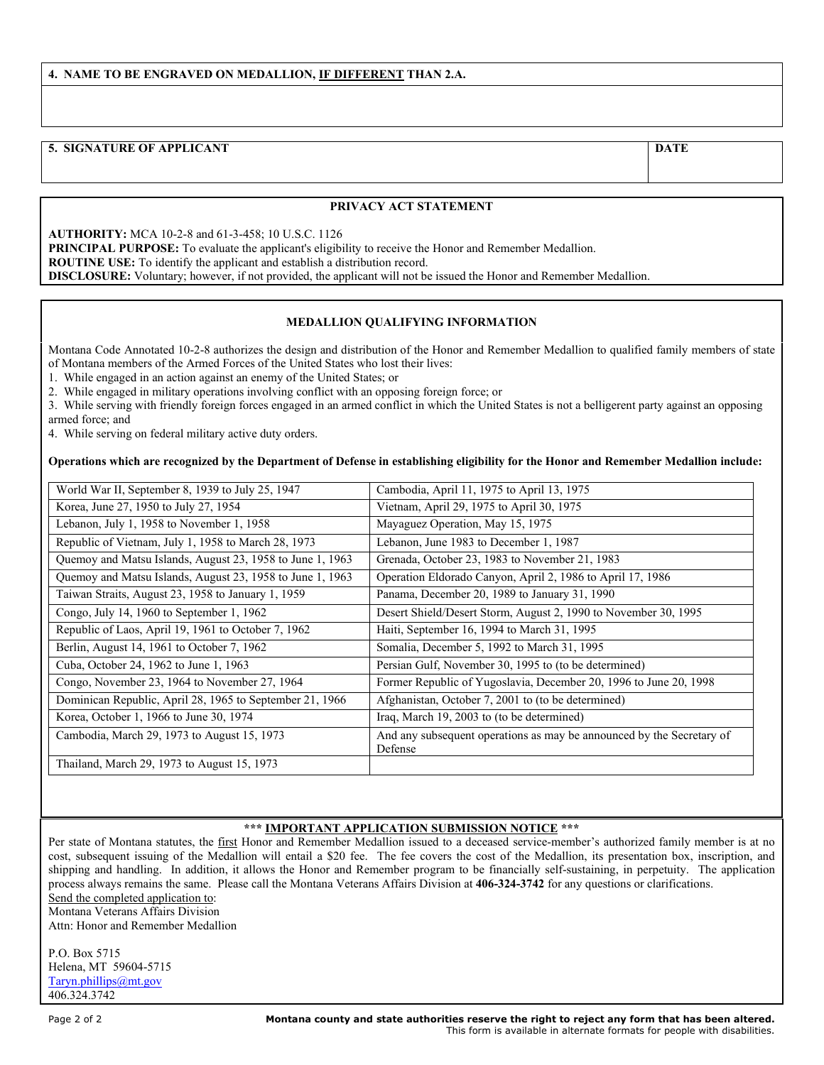**4. NAME TO BE ENGRAVED ON MEDALLION, IF DIFFERENT THAN 2.A.**

**5. SIGNATURE OF APPLICANT** | **DATE**

## PRIVACY ACT STATEMENT

**AUTHORITY:** MCA 10-2-8 and 61-3-458; 10 U.S.C. 1126
**PRINCIPAL PURPOSE:** To evaluate the applicant's eligibility to receive the Honor and Remember Medallion.
**ROUTINE USE:** To identify the applicant and establish a distribution record.
**DISCLOSURE:** Voluntary; however, if not provided, the applicant will not be issued the Honor and Remember Medallion.

## MEDALLION QUALIFYING INFORMATION

Montana Code Annotated 10-2-8 authorizes the design and distribution of the Honor and Remember Medallion to qualified family members of state of Montana members of the Armed Forces of the United States who lost their lives:

1. While engaged in an action against an enemy of the United States; or
2. While engaged in military operations involving conflict with an opposing foreign force; or
3. While serving with friendly foreign forces engaged in an armed conflict in which the United States is not a belligerent party against an opposing armed force; and
4. While serving on federal military active duty orders.

**Operations which are recognized by the Department of Defense in establishing eligibility for the Honor and Remember Medallion include:**

| | |
|---|---|
| World War II, September 8, 1939 to July 25, 1947 | Cambodia, April 11, 1975 to April 13, 1975 |
| Korea, June 27, 1950 to July 27, 1954 | Vietnam, April 29, 1975 to April 30, 1975 |
| Lebanon, July 1, 1958 to November 1, 1958 | Mayaguez Operation, May 15, 1975 |
| Republic of Vietnam, July 1, 1958 to March 28, 1973 | Lebanon, June 1983 to December 1, 1987 |
| Quemoy and Matsu Islands, August 23, 1958 to June 1, 1963 | Grenada, October 23, 1983 to November 21, 1983 |
| Quemoy and Matsu Islands, August 23, 1958 to June 1, 1963 | Operation Eldorado Canyon, April 2, 1986 to April 17, 1986 |
| Taiwan Straits, August 23, 1958 to January 1, 1959 | Panama, December 20, 1989 to January 31, 1990 |
| Congo, July 14, 1960 to September 1, 1962 | Desert Shield/Desert Storm, August 2, 1990 to November 30, 1995 |
| Republic of Laos, April 19, 1961 to October 7, 1962 | Haiti, September 16, 1994 to March 31, 1995 |
| Berlin, August 14, 1961 to October 7, 1962 | Somalia, December 5, 1992 to March 31, 1995 |
| Cuba, October 24, 1962 to June 1, 1963 | Persian Gulf, November 30, 1995 to (to be determined) |
| Congo, November 23, 1964 to November 27, 1964 | Former Republic of Yugoslavia, December 20, 1996 to June 20, 1998 |
| Dominican Republic, April 28, 1965 to September 21, 1966 | Afghanistan, October 7, 2001 to (to be determined) |
| Korea, October 1, 1966 to June 30, 1974 | Iraq, March 19, 2003 to (to be determined) |
| Cambodia, March 29, 1973 to August 15, 1973 | And any subsequent operations as may be announced by the Secretary of Defense |
| Thailand, March 29, 1973 to August 15, 1973 | |

**\*\*\* IMPORTANT APPLICATION SUBMISSION NOTICE \*\*\***

Per state of Montana statutes, the first Honor and Remember Medallion issued to a deceased service-member's authorized family member is at no cost, subsequent issuing of the Medallion will entail a $20 fee. The fee covers the cost of the Medallion, its presentation box, inscription, and shipping and handling. In addition, it allows the Honor and Remember program to be financially self-sufficient, in perpetuity. The application process always remains the same. Please call the Montana Veterans Affairs Division at **406-324-3742** for any questions or clarifications.

Send the completed application to:
Montana Veterans Affairs Division
Attn: Honor and Remember Medallion

P.O. Box 5715
Helena, MT 59604-5715
Taryn.phillips@mt.gov
406.324.3742

**Montana county and state authorities reserve the right to reject any form that has been altered.**
This form is available in alternate formats for people with disabilities.